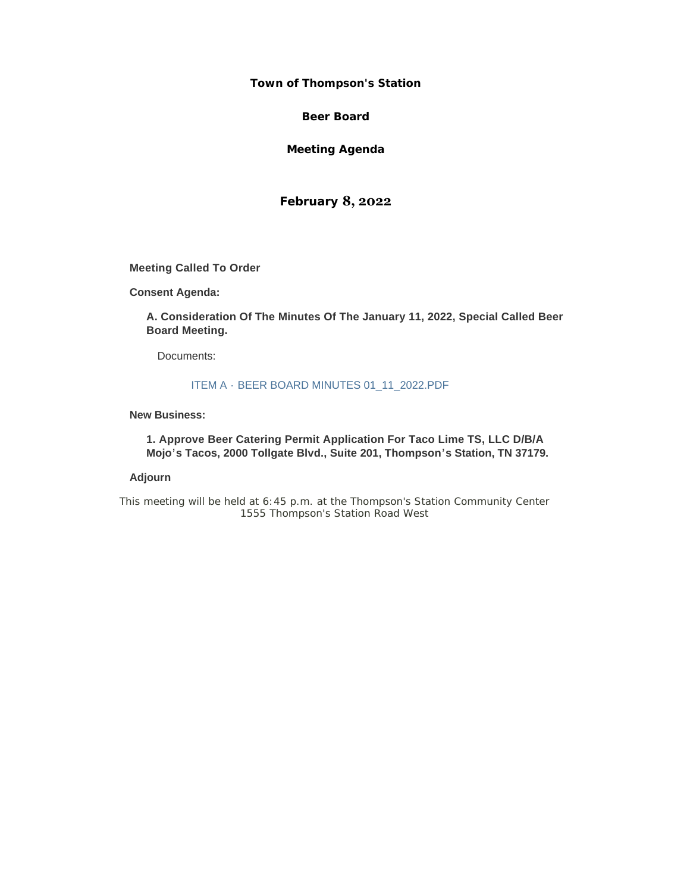# Town of Thompson's Station

## Beer Board

## Meeting Agenda

### February 8, 2022

**Meeting Called To Order**

**Consent Agenda:**

**A. Consideration Of The Minutes Of The January 11, 2022, Special Called Beer Board Meeting.**

Documents:

ITEM A - BEER BOARD MINUTES 01_11_2022.PDF

**New Business:**

**1. Approve Beer Catering Permit Application For Taco Lime TS, LLC D/B/A Mojo's Tacos, 2000 Tollgate Blvd., Suite 201, Thompson's Station, TN 37179.**

**Adjourn**

This meeting will be held at 6:45 p.m. at the Thompson's Station Community Center
1555 Thompson's Station Road West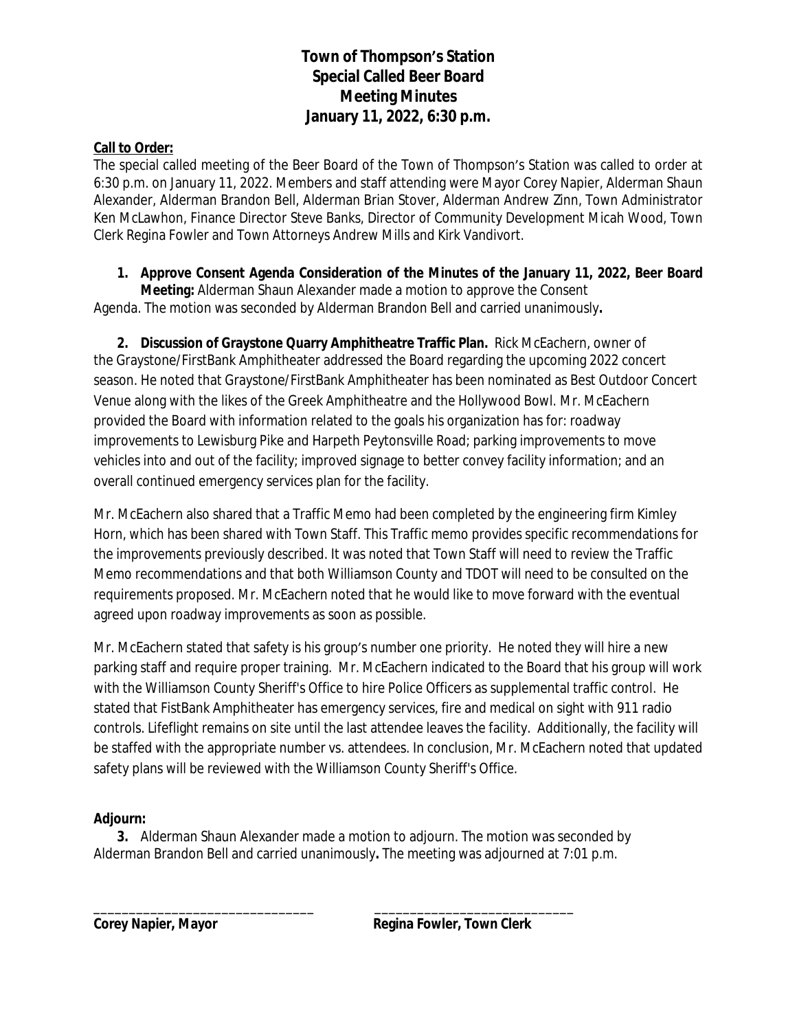# Town of Thompson's Station
## Special Called Beer Board
## Meeting Minutes
## January 11, 2022, 6:30 p.m.

**Call to Order:**

The special called meeting of the Beer Board of the Town of Thompson's Station was called to order at 6:30 p.m. on January 11, 2022. Members and staff attending were Mayor Corey Napier, Alderman Shaun Alexander, Alderman Brandon Bell, Alderman Brian Stover, Alderman Andrew Zinn, Town Administrator Ken McLawhon, Finance Director Steve Banks, Director of Community Development Micah Wood, Town Clerk Regina Fowler and Town Attorneys Andrew Mills and Kirk Vandivort.

1. **Approve Consent Agenda Consideration of the Minutes of the January 11, 2022, Beer Board Meeting:** Alderman Shaun Alexander made a motion to approve the Consent Agenda. The motion was seconded by Alderman Brandon Bell and carried unanimously**.**

2. **Discussion of Graystone Quarry Amphitheatre Traffic Plan.** Rick McEachern, owner of the Graystone/FirstBank Amphitheater addressed the Board regarding the upcoming 2022 concert season. He noted that Graystone/FirstBank Amphitheater has been nominated as Best Outdoor Concert Venue along with the likes of the Greek Amphitheatre and the Hollywood Bowl. Mr. McEachern provided the Board with information related to the goals his organization has for: roadway improvements to Lewisburg Pike and Harpeth Peytonsville Road; parking improvements to move vehicles into and out of the facility; improved signage to better convey facility information; and an overall continued emergency services plan for the facility.

Mr. McEachern also shared that a Traffic Memo had been completed by the engineering firm Kimley Horn, which has been shared with Town Staff. This Traffic memo provides specific recommendations for the improvements previously described. It was noted that Town Staff will need to review the Traffic Memo recommendations and that both Williamson County and TDOT will need to be consulted on the requirements proposed. Mr. McEachern noted that he would like to move forward with the eventual agreed upon roadway improvements as soon as possible.

Mr. McEachern stated that safety is his group's number one priority. He noted they will hire a new parking staff and require proper training. Mr. McEachern indicated to the Board that his group will work with the Williamson County Sheriff's Office to hire Police Officers as supplemental traffic control. He stated that FistBank Amphitheater has emergency services, fire and medical on sight with 911 radio controls. Lifeflight remains on site until the last attendee leaves the facility. Additionally, the facility will be staffed with the appropriate number vs. attendees. In conclusion, Mr. McEachern noted that updated safety plans will be reviewed with the Williamson County Sheriff's Office.

**Adjourn:**

3. Alderman Shaun Alexander made a motion to adjourn. The motion was seconded by Alderman Brandon Bell and carried unanimously**.** The meeting was adjourned at 7:01 p.m.

_______________________________ _____________________________

**Corey Napier, Mayor** **Regina Fowler, Town Clerk**